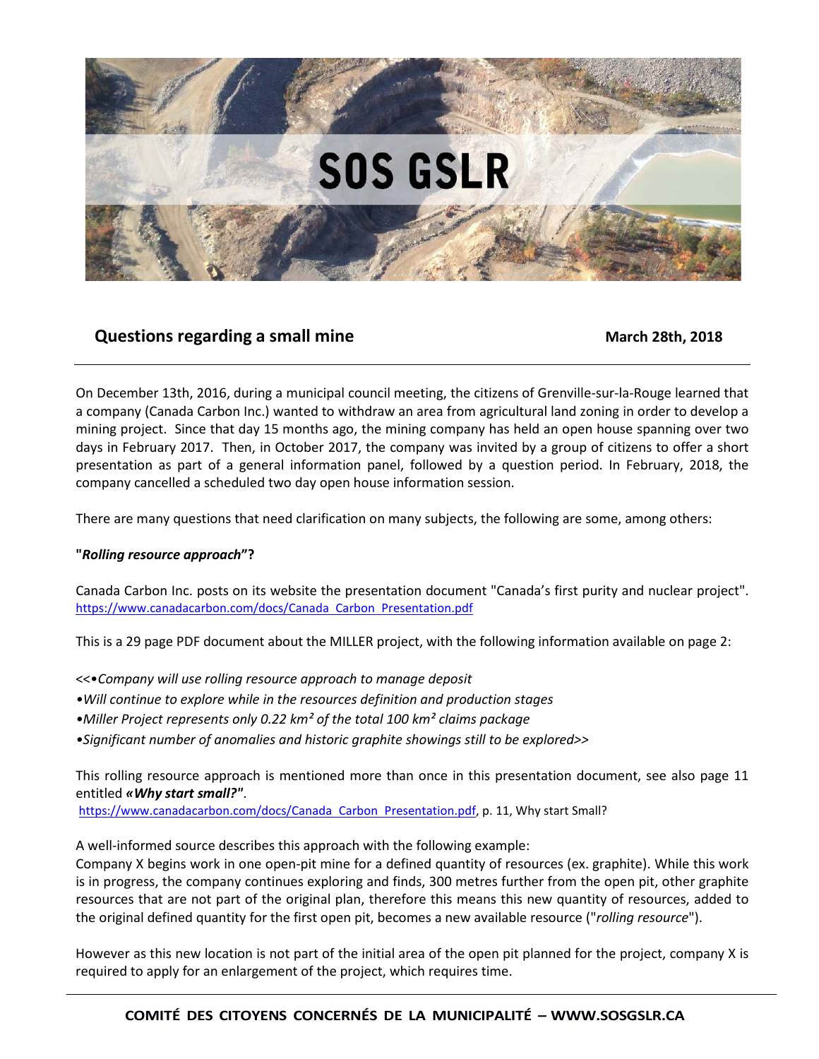# SOS GSLR

## Questions regarding a small mine

**March 28th, 2018**

On December 13th, 2016, during a municipal council meeting, the citizens of Grenville-sur-la-Rouge learned that a company (Canada Carbon Inc.) wanted to withdraw an area from agricultural land zoning in order to develop a mining project. Since that day 15 months ago, the mining company has held an open house spanning over two days in February 2017. Then, in October 2017, the company was invited by a group of citizens to offer a short presentation as part of a general information panel, followed by a question period. In February, 2018, the company cancelled a scheduled two day open house information session.

There are many questions that need clarification on many subjects, the following are some, among others:

**"*Rolling resource approach*"?**

Canada Carbon Inc. posts on its website the presentation document "Canada's first purity and nuclear project". https://www.canadacarbon.com/docs/Canada_Carbon_Presentation.pdf

This is a 29 page PDF document about the MILLER project, with the following information available on page 2:

<<•*Company will use rolling resource approach to manage deposit*
•*Will continue to explore while in the resources definition and production stages*
•*Miller Project represents only 0.22 km² of the total 100 km² claims package*
•*Significant number of anomalies and historic graphite showings still to be explored*>>

This rolling resource approach is mentioned more than once in this presentation document, see also page 11 entitled ***«Why start small?"***.
https://www.canadacarbon.com/docs/Canada_Carbon_Presentation.pdf, p. 11, Why start Small?

A well-informed source describes this approach with the following example:
Company X begins work in one open-pit mine for a defined quantity of resources (ex. graphite). While this work is in progress, the company continues exploring and finds, 300 metres further from the open pit, other graphite resources that are not part of the original plan, therefore this means this new quantity of resources, added to the original defined quantity for the first open pit, becomes a new available resource ("*rolling resource*").

However as this new location is not part of the initial area of the open pit planned for the project, company X is required to apply for an enlargement of the project, which requires time.

**COMITÉ DES CITOYENS CONCERNÉS DE LA MUNICIPALITÉ – WWW.SOSGSLR.CA**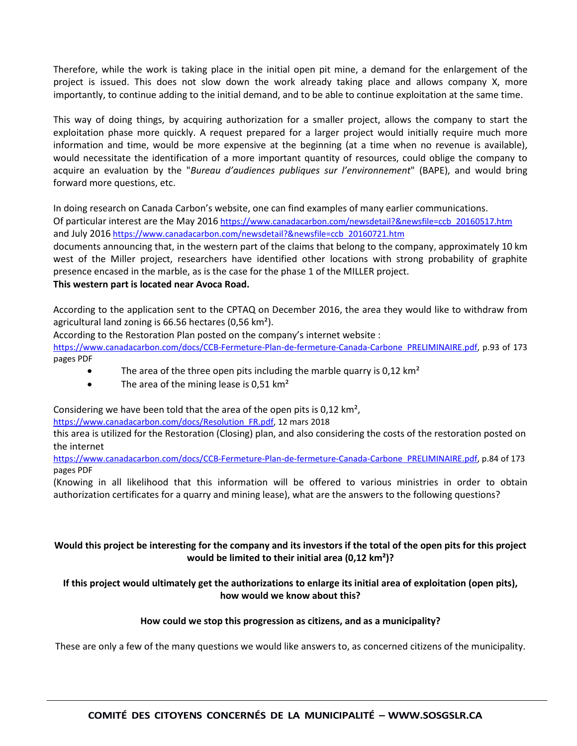Therefore, while the work is taking place in the initial open pit mine, a demand for the enlargement of the project is issued. This does not slow down the work already taking place and allows company X, more importantly, to continue adding to the initial demand, and to be able to continue exploitation at the same time.

This way of doing things, by acquiring authorization for a smaller project, allows the company to start the exploitation phase more quickly. A request prepared for a larger project would initially require much more information and time, would be more expensive at the beginning (at a time when no revenue is available), would necessitate the identification of a more important quantity of resources, could oblige the company to acquire an evaluation by the "*Bureau d'audiences publiques sur l'environnement*" (BAPE), and would bring forward more questions, etc.

In doing research on Canada Carbon's website, one can find examples of many earlier communications.
Of particular interest are the May 2016 https://www.canadacarbon.com/newsdetail?&newsfile=ccb_20160517.htm and July 2016 https://www.canadacarbon.com/newsdetail?&newsfile=ccb_20160721.htm
documents announcing that, in the western part of the claims that belong to the company, approximately 10 km west of the Miller project, researchers have identified other locations with strong probability of graphite presence encased in the marble, as is the case for the phase 1 of the MILLER project.
**This western part is located near Avoca Road.**

According to the application sent to the CPTAQ on December 2016, the area they would like to withdraw from agricultural land zoning is 66.56 hectares (0,56 km²).
According to the Restoration Plan posted on the company's internet website :
https://www.canadacarbon.com/docs/CCB-Fermeture-Plan-de-fermeture-Canada-Carbone_PRELIMINAIRE.pdf, p.93 of 173 pages PDF

- The area of the three open pits including the marble quarry is 0,12 km²
- The area of the mining lease is 0,51 km²

Considering we have been told that the area of the open pits is 0,12 km²,
https://www.canadacarbon.com/docs/Resolution_FR.pdf, 12 mars 2018
this area is utilized for the Restoration (Closing) plan, and also considering the costs of the restoration posted on the internet
https://www.canadacarbon.com/docs/CCB-Fermeture-Plan-de-fermeture-Canada-Carbone_PRELIMINAIRE.pdf, p.84 of 173 pages PDF
(Knowing in all likelihood that this information will be offered to various ministries in order to obtain authorization certificates for a quarry and mining lease), what are the answers to the following questions?

**Would this project be interesting for the company and its investors if the total of the open pits for this project would be limited to their initial area (0,12 km²)?**

**If this project would ultimately get the authorizations to enlarge its initial area of exploitation (open pits), how would we know about this?**

**How could we stop this progression as citizens, and as a municipality?**

These are only a few of the many questions we would like answers to, as concerned citizens of the municipality.

**COMITÉ DES CITOYENS CONCERNÉS DE LA MUNICIPALITÉ – WWW.SOSGSLR.CA**